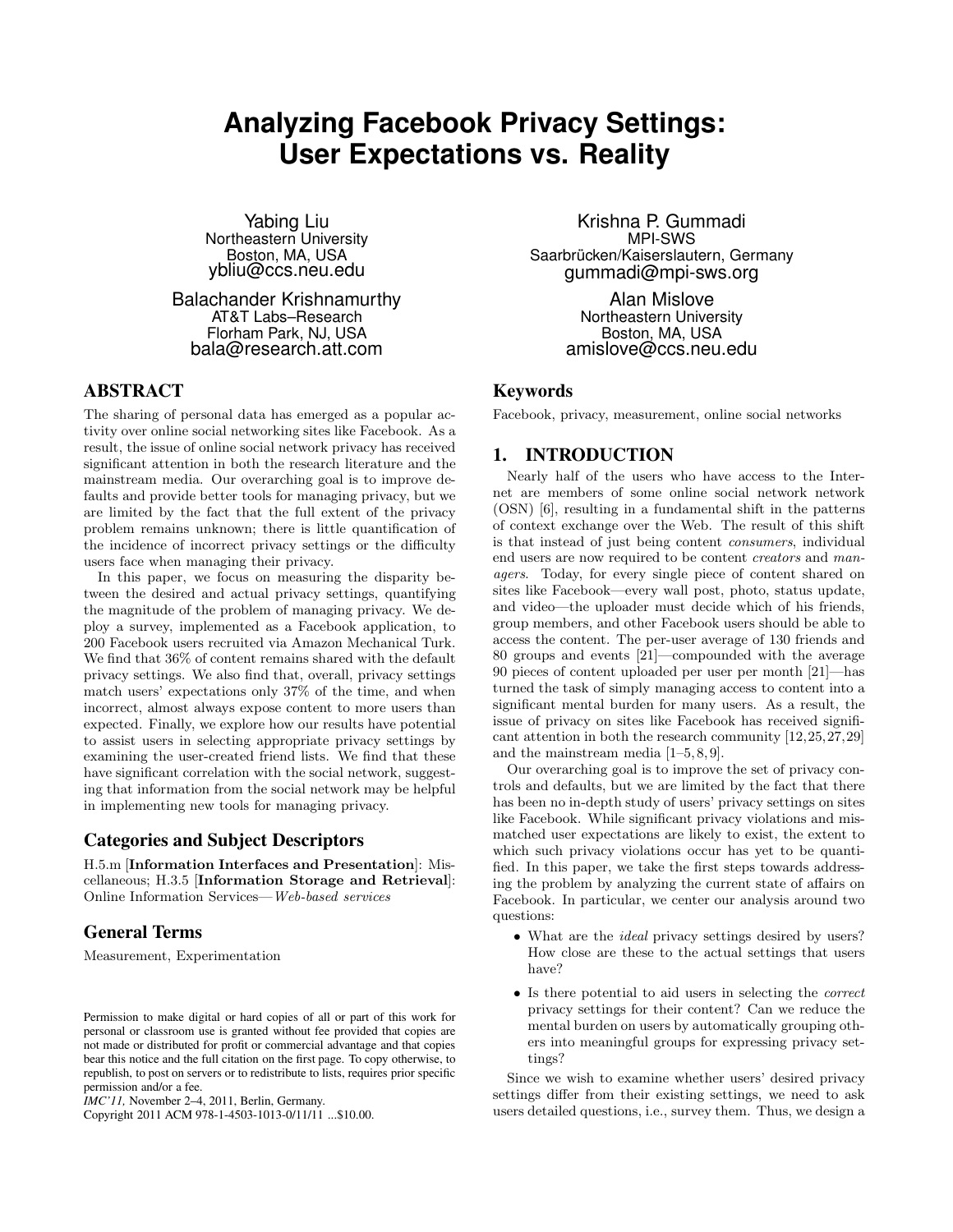# Analyzing Facebook Privacy Settings: User Expectations vs. Reality

Yabing Liu
Northeastern University
Boston, MA, USA
ybliu@ccs.neu.edu

Krishna P. Gummadi
MPI-SWS
Saarbrücken/Kaiserslautern, Germany
gummadi@mpi-sws.org

Balachander Krishnamurthy
AT&T Labs–Research
Florham Park, NJ, USA
bala@research.att.com

Alan Mislove
Northeastern University
Boston, MA, USA
amislove@ccs.neu.edu

## ABSTRACT

The sharing of personal data has emerged as a popular activity over online social networking sites like Facebook. As a result, the issue of online social network privacy has received significant attention in both the research literature and the mainstream media. Our overarching goal is to improve defaults and provide better tools for managing privacy, but we are limited by the fact that the full extent of the privacy problem remains unknown; there is little quantification of the incidence of incorrect privacy settings or the difficulty users face when managing their privacy.

In this paper, we focus on measuring the disparity between the desired and actual privacy settings, quantifying the magnitude of the problem of managing privacy. We deploy a survey, implemented as a Facebook application, to 200 Facebook users recruited via Amazon Mechanical Turk. We find that 36% of content remains shared with the default privacy settings. We also find that, overall, privacy settings match users' expectations only 37% of the time, and when incorrect, almost always expose content to more users than expected. Finally, we explore how our results have potential to assist users in selecting appropriate privacy settings by examining the user-created friend lists. We find that these have significant correlation with the social network, suggesting that information from the social network may be helpful in implementing new tools for managing privacy.

## Categories and Subject Descriptors

H.5.m [**Information Interfaces and Presentation**]: Miscellaneous; H.3.5 [**Information Storage and Retrieval**]: Online Information Services—*Web-based services*

## General Terms

Measurement, Experimentation

Permission to make digital or hard copies of all or part of this work for personal or classroom use is granted without fee provided that copies are not made or distributed for profit or commercial advantage and that copies bear this notice and the full citation on the first page. To copy otherwise, to republish, to post on servers or to redistribute to lists, requires prior specific permission and/or a fee.
*IMC'11,* November 2–4, 2011, Berlin, Germany.
Copyright 2011 ACM 978-1-4503-1013-0/11/11 ...$10.00.

## Keywords

Facebook, privacy, measurement, online social networks

## 1. INTRODUCTION

Nearly half of the users who have access to the Internet are members of some online social network network (OSN) [6], resulting in a fundamental shift in the patterns of context exchange over the Web. The result of this shift is that instead of just being content *consumers*, individual end users are now required to be content *creators* and *managers*. Today, for every single piece of content shared on sites like Facebook—every wall post, photo, status update, and video—the uploader must decide which of his friends, group members, and other Facebook users should be able to access the content. The per-user average of 130 friends and 80 groups and events [21]—compounded with the average 90 pieces of content uploaded per user per month [21]—has turned the task of simply managing access to content into a significant mental burden for many users. As a result, the issue of privacy on sites like Facebook has received significant attention in both the research community [12,25,27,29] and the mainstream media [1–5,8,9].

Our overarching goal is to improve the set of privacy controls and defaults, but we are limited by the fact that there has been no in-depth study of users' privacy settings on sites like Facebook. While significant privacy violations and mismatched user expectations are likely to exist, the extent to which such privacy violations occur has yet to be quantified. In this paper, we take the first steps towards addressing the problem by analyzing the current state of affairs on Facebook. In particular, we center our analysis around two questions:

- What are the *ideal* privacy settings desired by users? How close are these to the actual settings that users have?
- Is there potential to aid users in selecting the *correct* privacy settings for their content? Can we reduce the mental burden on users by automatically grouping others into meaningful groups for expressing privacy settings?

Since we wish to examine whether users' desired privacy settings differ from their existing settings, we need to ask users detailed questions, i.e., survey them. Thus, we design a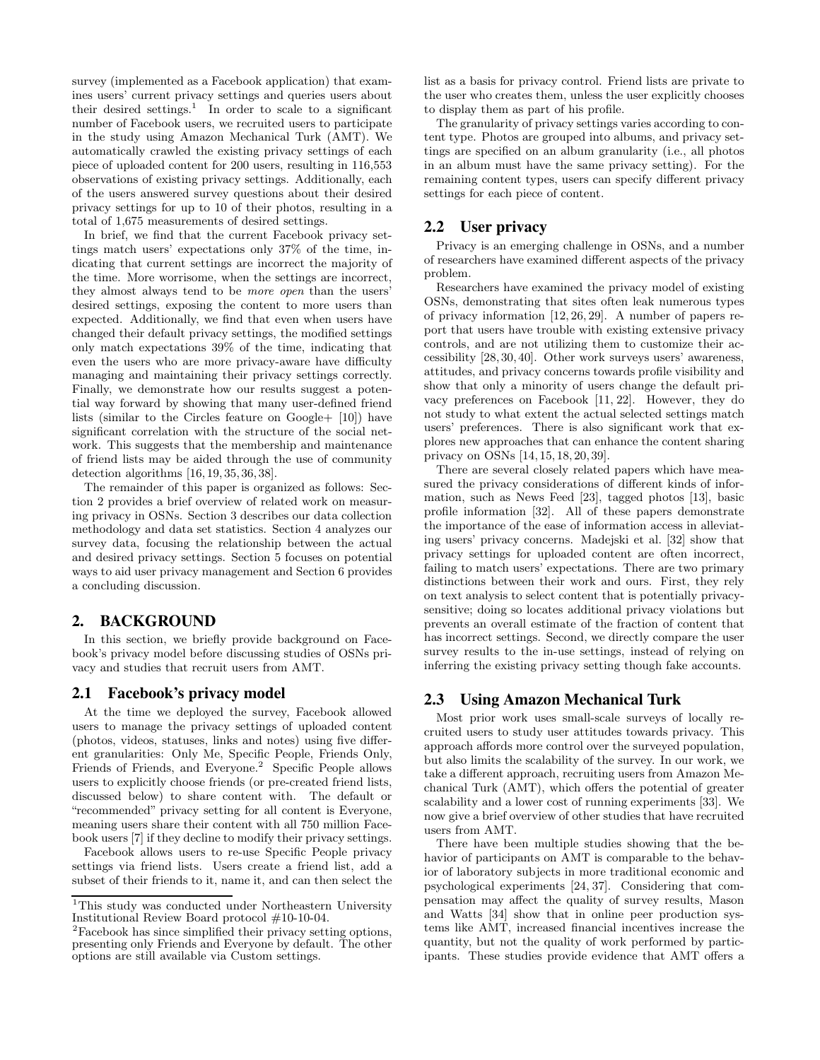survey (implemented as a Facebook application) that examines users' current privacy settings and queries users about their desired settings.[1] In order to scale to a significant number of Facebook users, we recruited users to participate in the study using Amazon Mechanical Turk (AMT). We automatically crawled the existing privacy settings of each piece of uploaded content for 200 users, resulting in 116,553 observations of existing privacy settings. Additionally, each of the users answered survey questions about their desired privacy settings for up to 10 of their photos, resulting in a total of 1,675 measurements of desired settings.

In brief, we find that the current Facebook privacy settings match users' expectations only 37% of the time, indicating that current settings are incorrect the majority of the time. More worrisome, when the settings are incorrect, they almost always tend to be *more open* than the users' desired settings, exposing the content to more users than expected. Additionally, we find that even when users have changed their default privacy settings, the modified settings only match expectations 39% of the time, indicating that even the users who are more privacy-aware have difficulty managing and maintaining their privacy settings correctly. Finally, we demonstrate how our results suggest a potential way forward by showing that many user-defined friend lists (similar to the Circles feature on Google+ [10]) have significant correlation with the structure of the social network. This suggests that the membership and maintenance of friend lists may be aided through the use of community detection algorithms [16, 19, 35, 36, 38].

The remainder of this paper is organized as follows: Section 2 provides a brief overview of related work on measuring privacy in OSNs. Section 3 describes our data collection methodology and data set statistics. Section 4 analyzes our survey data, focusing the relationship between the actual and desired privacy settings. Section 5 focuses on potential ways to aid user privacy management and Section 6 provides a concluding discussion.

## 2. BACKGROUND

In this section, we briefly provide background on Facebook's privacy model before discussing studies of OSNs privacy and studies that recruit users from AMT.

### 2.1 Facebook's privacy model

At the time we deployed the survey, Facebook allowed users to manage the privacy settings of uploaded content (photos, videos, statuses, links and notes) using five different granularities: Only Me, Specific People, Friends Only, Friends of Friends, and Everyone.[2] Specific People allows users to explicitly choose friends (or pre-created friend lists, discussed below) to share content with. The default or "recommended" privacy setting for all content is Everyone, meaning users share their content with all 750 million Facebook users [7] if they decline to modify their privacy settings.

Facebook allows users to re-use Specific People privacy settings via friend lists. Users create a friend list, add a subset of their friends to it, name it, and can then select the list as a basis for privacy control. Friend lists are private to the user who creates them, unless the user explicitly chooses to display them as part of his profile.

The granularity of privacy settings varies according to content type. Photos are grouped into albums, and privacy settings are specified on an album granularity (i.e., all photos in an album must have the same privacy setting). For the remaining content types, users can specify different privacy settings for each piece of content.

### 2.2 User privacy

Privacy is an emerging challenge in OSNs, and a number of researchers have examined different aspects of the privacy problem.

Researchers have examined the privacy model of existing OSNs, demonstrating that sites often leak numerous types of privacy information [12, 26, 29]. A number of papers report that users have trouble with existing extensive privacy controls, and are not utilizing them to customize their accessibility [28, 30, 40]. Other work surveys users' awareness, attitudes, and privacy concerns towards profile visibility and show that only a minority of users change the default privacy preferences on Facebook [11, 22]. However, they do not study to what extent the actual selected settings match users' preferences. There is also significant work that explores new approaches that can enhance the content sharing privacy on OSNs [14, 15, 18, 20, 39].

There are several closely related papers which have measured the privacy considerations of different kinds of information, such as News Feed [23], tagged photos [13], basic profile information [32]. All of these papers demonstrate the importance of the ease of information access in alleviating users' privacy concerns. Madejski et al. [32] show that privacy settings for uploaded content are often incorrect, failing to match users' expectations. There are two primary distinctions between their work and ours. First, they rely on text analysis to select content that is potentially privacy-sensitive; doing so locates additional privacy violations but prevents an overall estimate of the fraction of content that has incorrect settings. Second, we directly compare the user survey results to the in-use settings, instead of relying on inferring the existing privacy setting though fake accounts.

### 2.3 Using Amazon Mechanical Turk

Most prior work uses small-scale surveys of locally recruited users to study user attitudes towards privacy. This approach affords more control over the surveyed population, but also limits the scalability of the survey. In our work, we take a different approach, recruiting users from Amazon Mechanical Turk (AMT), which offers the potential of greater scalability and a lower cost of running experiments [33]. We now give a brief overview of other studies that have recruited users from AMT.

There have been multiple studies showing that the behavior of participants on AMT is comparable to the behavior of laboratory subjects in more traditional economic and psychological experiments [24, 37]. Considering that compensation may affect the quality of survey results, Mason and Watts [34] show that in online peer production systems like AMT, increased financial incentives increase the quantity, but not the quality of work performed by participants. These studies provide evidence that AMT offers a

---

[1] This study was conducted under Northeastern University Institutional Review Board protocol #10-10-04.

[2] Facebook has since simplified their privacy setting options, presenting only Friends and Everyone by default. The other options are still available via Custom settings.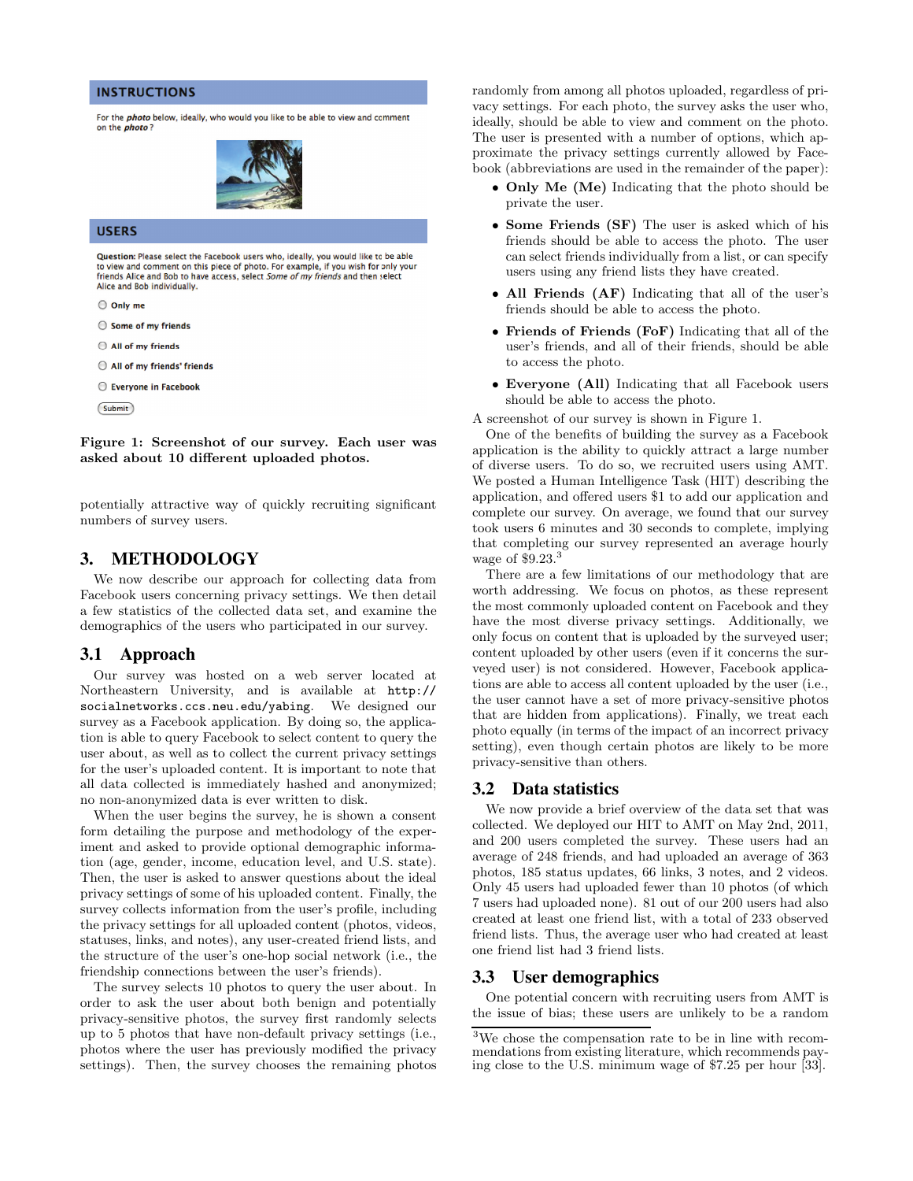INSTRUCTIONS

For the *photo* below, ideally, who would you like to be able to view and comment on the *photo*?

USERS

Question: Please select the Facebook users who, ideally, you would like to be able to view and comment on this piece of photo. For example, if you wish for only your friends Alice and Bob to have access, select *Some of my friends* and then select Alice and Bob individually.

- Only me
- Some of my friends
- All of my friends
- All of my friends' friends
- Everyone in Facebook

Submit

**Figure 1: Screenshot of our survey. Each user was asked about 10 different uploaded photos.**

potentially attractive way of quickly recruiting significant numbers of survey users.

## 3. METHODOLOGY

We now describe our approach for collecting data from Facebook users concerning privacy settings. We then detail a few statistics of the collected data set, and examine the demographics of the users who participated in our survey.

### 3.1 Approach

Our survey was hosted on a web server located at Northeastern University, and is available at `http://socialnetworks.ccs.neu.edu/yabing`. We designed our survey as a Facebook application. By doing so, the application is able to query Facebook to select content to query the user about, as well as to collect the current privacy settings for the user's uploaded content. It is important to note that all data collected is immediately hashed and anonymized; no non-anonymized data is ever written to disk.

When the user begins the survey, he is shown a consent form detailing the purpose and methodology of the experiment and asked to provide optional demographic information (age, gender, income, education level, and U.S. state). Then, the user is asked to answer questions about the ideal privacy settings of some of his uploaded content. Finally, the survey collects information from the user's profile, including the privacy settings for all uploaded content (photos, videos, statuses, links, and notes), any user-created friend lists, and the structure of the user's one-hop social network (i.e., the friendship connections between the user's friends).

The survey selects 10 photos to query the user about. In order to ask the user about both benign and potentially privacy-sensitive photos, the survey first randomly selects up to 5 photos that have non-default privacy settings (i.e., photos where the user has previously modified the privacy settings). Then, the survey chooses the remaining photos randomly from among all photos uploaded, regardless of privacy settings. For each photo, the survey asks the user who, ideally, should be able to view and comment on the photo. The user is presented with a number of options, which approximate the privacy settings currently allowed by Facebook (abbreviations are used in the remainder of the paper):

- **Only Me (Me)** Indicating that the photo should be private the user.
- **Some Friends (SF)** The user is asked which of his friends should be able to access the photo. The user can select friends individually from a list, or can specify users using any friend lists they have created.
- **All Friends (AF)** Indicating that all of the user's friends should be able to access the photo.
- **Friends of Friends (FoF)** Indicating that all of the user's friends, and all of their friends, should be able to access the photo.
- **Everyone (All)** Indicating that all Facebook users should be able to access the photo.

A screenshot of our survey is shown in Figure 1.

One of the benefits of building the survey as a Facebook application is the ability to quickly attract a large number of diverse users. To do so, we recruited users using AMT. We posted a Human Intelligence Task (HIT) describing the application, and offered users $1 to add our application and complete our survey. On average, we found that our survey took users 6 minutes and 30 seconds to complete, implying that completing our survey represented an average hourly wage of $9.23.[3]

There are a few limitations of our methodology that are worth addressing. We focus on photos, as these represent the most commonly uploaded content on Facebook and they have the most diverse privacy settings. Additionally, we only focus on content that is uploaded by the surveyed user; content uploaded by other users (even if it concerns the surveyed user) is not considered. However, Facebook applications are able to access all content uploaded by the user (i.e., the user cannot have a set of more privacy-sensitive photos that are hidden from applications). Finally, we treat each photo equally (in terms of the impact of an incorrect privacy setting), even though certain photos are likely to be more privacy-sensitive than others.

### 3.2 Data statistics

We now provide a brief overview of the data set that was collected. We deployed our HIT to AMT on May 2nd, 2011, and 200 users completed the survey. These users had an average of 248 friends, and had uploaded an average of 363 photos, 185 status updates, 66 links, 3 notes, and 2 videos. Only 45 users had uploaded fewer than 10 photos (of which 7 users had uploaded none). 81 out of our 200 users had also created at least one friend list, with a total of 233 observed friend lists. Thus, the average user who had created at least one friend list had 3 friend lists.

### 3.3 User demographics

One potential concern with recruiting users from AMT is the issue of bias; these users are unlikely to be a random

[3]We chose the compensation rate to be in line with recommendations from existing literature, which recommends paying close to the U.S. minimum wage of $7.25 per hour [33].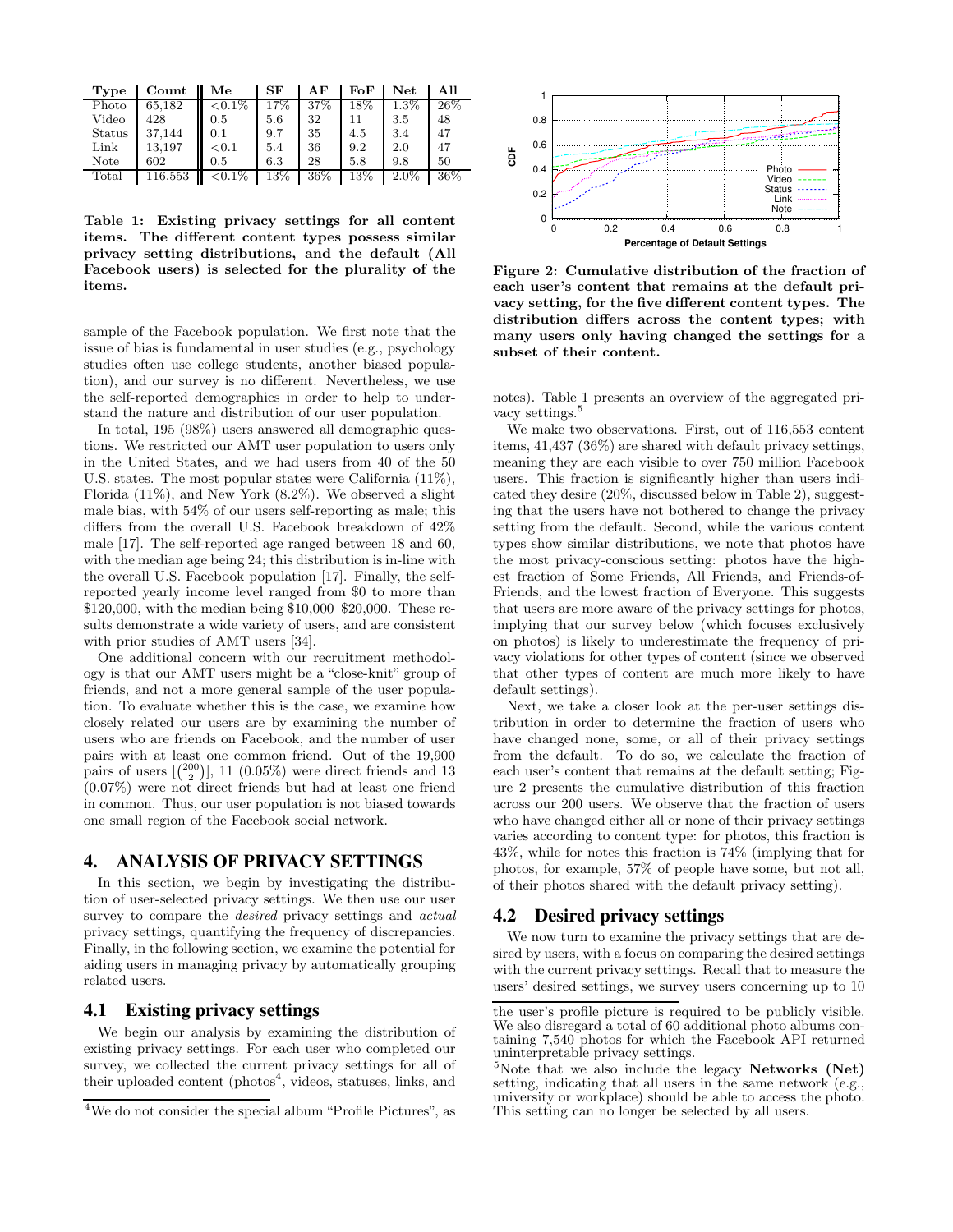| Type | Count | Me | SF | AF | FoF | Net | All |
|---|---|---|---|---|---|---|---|
| Photo | 65,182 | <0.1% | 17% | 37% | 18% | 1.3% | 26% |
| Video | 428 | 0.5 | 5.6 | 32 | 11 | 3.5 | 48 |
| Status | 37,144 | 0.1 | 9.7 | 35 | 4.5 | 3.4 | 47 |
| Link | 13,197 | <0.1 | 5.4 | 36 | 9.2 | 2.0 | 47 |
| Note | 602 | 0.5 | 6.3 | 28 | 5.8 | 9.8 | 50 |
| Total | 116,553 | <0.1% | 13% | 36% | 13% | 2.0% | 36% |

**Table 1: Existing privacy settings for all content items. The different content types possess similar privacy setting distributions, and the default (All Facebook users) is selected for the plurality of the items.**

sample of the Facebook population. We first note that the issue of bias is fundamental in user studies (e.g., psychology studies often use college students, another biased population), and our survey is no different. Nevertheless, we use the self-reported demographics in order to help to understand the nature and distribution of our user population.

In total, 195 (98%) users answered all demographic questions. We restricted our AMT user population to users only in the United States, and we had users from 40 of the 50 U.S. states. The most popular states were California (11%), Florida (11%), and New York (8.2%). We observed a slight male bias, with 54% of our users self-reporting as male; this differs from the overall U.S. Facebook breakdown of 42% male [17]. The self-reported age ranged between 18 and 60, with the median age being 24; this distribution is in-line with the overall U.S. Facebook population [17]. Finally, the self-reported yearly income level ranged from \$0 to more than \$120,000, with the median being \$10,000–\$20,000. These results demonstrate a wide variety of users, and are consistent with prior studies of AMT users [34].

One additional concern with our recruitment methodology is that our AMT users might be a "close-knit" group of friends, and not a more general sample of the user population. To evaluate whether this is the case, we examine how closely related our users are by examining the number of users who are friends on Facebook, and the number of user pairs with at least one common friend. Out of the 19,900 pairs of users $[\binom{200}{2}]$, 11 (0.05%) were direct friends and 13 (0.07%) were not direct friends but had at least one friend in common. Thus, our user population is not biased towards one small region of the Facebook social network.

## 4. ANALYSIS OF PRIVACY SETTINGS

In this section, we begin by investigating the distribution of user-selected privacy settings. We then use our user survey to compare the *desired* privacy settings and *actual* privacy settings, quantifying the frequency of discrepancies. Finally, in the following section, we examine the potential for aiding users in managing privacy by automatically grouping related users.

### 4.1 Existing privacy settings

We begin our analysis by examining the distribution of existing privacy settings. For each user who completed our survey, we collected the current privacy settings for all of their uploaded content (photos[4], videos, statuses, links, and notes). Table 1 presents an overview of the aggregated privacy settings.[5]

**Figure 2: Cumulative distribution of the fraction of each user's content that remains at the default privacy setting, for the five different content types. The distribution differs across the content types; with many users only having changed the settings for a subset of their content.**

We make two observations. First, out of 116,553 content items, 41,437 (36%) are shared with default privacy settings, meaning they are each visible to over 750 million Facebook users. This fraction is significantly higher than users indicated they desire (20%, discussed below in Table 2), suggesting that the users have not bothered to change the privacy setting from the default. Second, while the various content types show similar distributions, we note that photos have the most privacy-conscious setting: photos have the highest fraction of Some Friends, All Friends, and Friends-of-Friends, and the lowest fraction of Everyone. This suggests that users are more aware of the privacy settings for photos, implying that our survey below (which focuses exclusively on photos) is likely to underestimate the frequency of privacy violations for other types of content (since we observed that other types of content are much more likely to have default settings).

Next, we take a closer look at the per-user settings distribution in order to determine the fraction of users who have changed none, some, or all of their privacy settings from the default. To do so, we calculate the fraction of each user's content that remains at the default setting; Figure 2 presents the cumulative distribution of this fraction across our 200 users. We observe that the fraction of users who have changed either all or none of their privacy settings varies according to content type: for photos, this fraction is 43%, while for notes this fraction is 74% (implying that for photos, for example, 57% of people have some, but not all, of their photos shared with the default privacy setting).

### 4.2 Desired privacy settings

We now turn to examine the privacy settings that are desired by users, with a focus on comparing the desired settings with the current privacy settings. Recall that to measure the users' desired settings, we survey users concerning up to 10

[4] We do not consider the special album "Profile Pictures", as the user's profile picture is required to be publicly visible. We also disregard a total of 60 additional photo albums containing 7,540 photos for which the Facebook API returned uninterpretable privacy settings.

[5] Note that we also include the legacy **Networks (Net)** setting, indicating that all users in the same network (e.g., university or workplace) should be able to access the photo. This setting can no longer be selected by all users.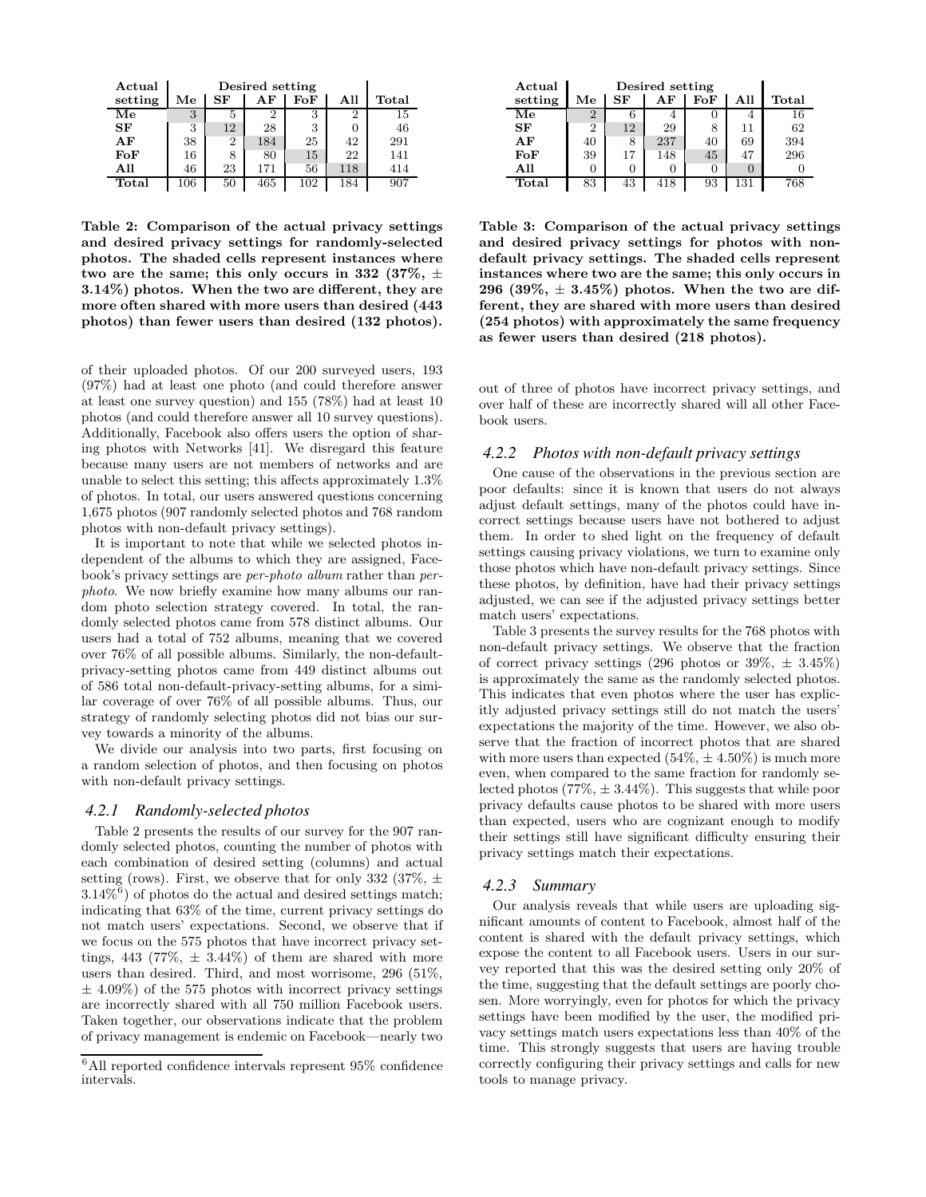| Actual setting | Desired setting | | | | | Total |
|---|---|---|---|---|---|---|
| | Me | SF | AF | FoF | All | |
| **Me** | 3 | 5 | 2 | 3 | 2 | 15 |
| **SF** | 3 | 12 | 28 | 3 | 0 | 46 |
| **AF** | 38 | 2 | 184 | 25 | 42 | 291 |
| **FoF** | 16 | 8 | 80 | 15 | 22 | 141 |
| **All** | 46 | 23 | 171 | 56 | 118 | 414 |
| **Total** | 106 | 50 | 465 | 102 | 184 | 907 |

**Table 2: Comparison of the actual privacy settings and desired privacy settings for randomly-selected photos. The shaded cells represent instances where two are the same; this only occurs in 332 (37%, ± 3.14%) photos. When the two are different, they are more often shared with more users than desired (443 photos) than fewer users than desired (132 photos).**

| Actual setting | Desired setting | | | | | Total |
|---|---|---|---|---|---|---|
| | Me | SF | AF | FoF | All | |
| **Me** | 2 | 6 | 4 | 0 | 4 | 16 |
| **SF** | 2 | 12 | 29 | 8 | 11 | 62 |
| **AF** | 40 | 8 | 237 | 40 | 69 | 394 |
| **FoF** | 39 | 17 | 148 | 45 | 47 | 296 |
| **All** | 0 | 0 | 0 | 0 | 0 | 0 |
| **Total** | 83 | 43 | 418 | 93 | 131 | 768 |

**Table 3: Comparison of the actual privacy settings and desired privacy settings for photos with non-default privacy settings. The shaded cells represent instances where two are the same; this only occurs in 296 (39%, ± 3.45%) photos. When the two are different, they are shared with more users than desired (254 photos) with approximately the same frequency as fewer users than desired (218 photos).**

of their uploaded photos. Of our 200 surveyed users, 193 (97%) had at least one photo (and could therefore answer at least one survey question) and 155 (78%) had at least 10 photos (and could therefore answer all 10 survey questions). Additionally, Facebook also offers users the option of sharing photos with Networks [41]. We disregard this feature because many users are not members of networks and are unable to select this setting; this affects approximately 1.3% of photos. In total, our users answered questions concerning 1,675 photos (907 randomly selected photos and 768 random photos with non-default privacy settings).

It is important to note that while we selected photos independent of the albums to which they are assigned, Facebook's privacy settings are *per-photo album* rather than *per-photo*. We now briefly examine how many albums our random photo selection strategy covered. In total, the randomly selected photos came from 578 distinct albums. Our users had a total of 752 albums, meaning that we covered over 76% of all possible albums. Similarly, the non-default-privacy-setting photos came from 449 distinct albums out of 586 total non-default-privacy-setting albums, for a similar coverage of over 76% of all possible albums. Thus, our strategy of randomly selecting photos did not bias our survey towards a minority of the albums.

We divide our analysis into two parts, first focusing on a random selection of photos, and then focusing on photos with non-default privacy settings.

### 4.2.1 Randomly-selected photos

Table 2 presents the results of our survey for the 907 randomly selected photos, counting the number of photos with each combination of desired setting (columns) and actual setting (rows). First, we observe that for only 332 (37%, ± 3.14%[6]) of photos do the actual and desired settings match; indicating that 63% of the time, current privacy settings do not match users' expectations. Second, we observe that if we focus on the 575 photos that have incorrect privacy settings, 443 (77%, ± 3.44%) of them are shared with more users than desired. Third, and most worrisome, 296 (51%, ± 4.09%) of the 575 photos with incorrect privacy settings are incorrectly shared with all 750 million Facebook users. Taken together, our observations indicate that the problem of privacy management is endemic on Facebook—nearly two out of three of photos have incorrect privacy settings, and over half of these are incorrectly shared will all other Facebook users.

[6] All reported confidence intervals represent 95% confidence intervals.

### 4.2.2 Photos with non-default privacy settings

One cause of the observations in the previous section are poor defaults: since it is known that users do not always adjust default settings, many of the photos could have incorrect settings because users have not bothered to adjust them. In order to shed light on the frequency of default settings causing privacy violations, we turn to examine only those photos which have non-default privacy settings. Since these photos, by definition, have had their privacy settings adjusted, we can see if the adjusted privacy settings better match users' expectations.

Table 3 presents the survey results for the 768 photos with non-default privacy settings. We observe that the fraction of correct privacy settings (296 photos or 39%, ± 3.45%) is approximately the same as the randomly selected photos. This indicates that even photos where the user has explicitly adjusted privacy settings still do not match the users' expectations the majority of the time. However, we also observe that the fraction of incorrect photos that are shared with more users than expected (54%, ± 4.50%) is much more even, when compared to the same fraction for randomly selected photos (77%, ± 3.44%). This suggests that while poor privacy defaults cause photos to be shared with more users than expected, users who are cognizant enough to modify their settings still have significant difficulty ensuring their privacy settings match their expectations.

### 4.2.3 Summary

Our analysis reveals that while users are uploading significant amounts of content to Facebook, almost half of the content is shared with the default privacy settings, which expose the content to all Facebook users. Users in our survey reported that this was the desired setting only 20% of the time, suggesting that the default settings are poorly chosen. More worryingly, even for photos for which the privacy settings have been modified by the user, the modified privacy settings match users expectations less than 40% of the time. This strongly suggests that users are having trouble correctly configuring their privacy settings and calls for new tools to manage privacy.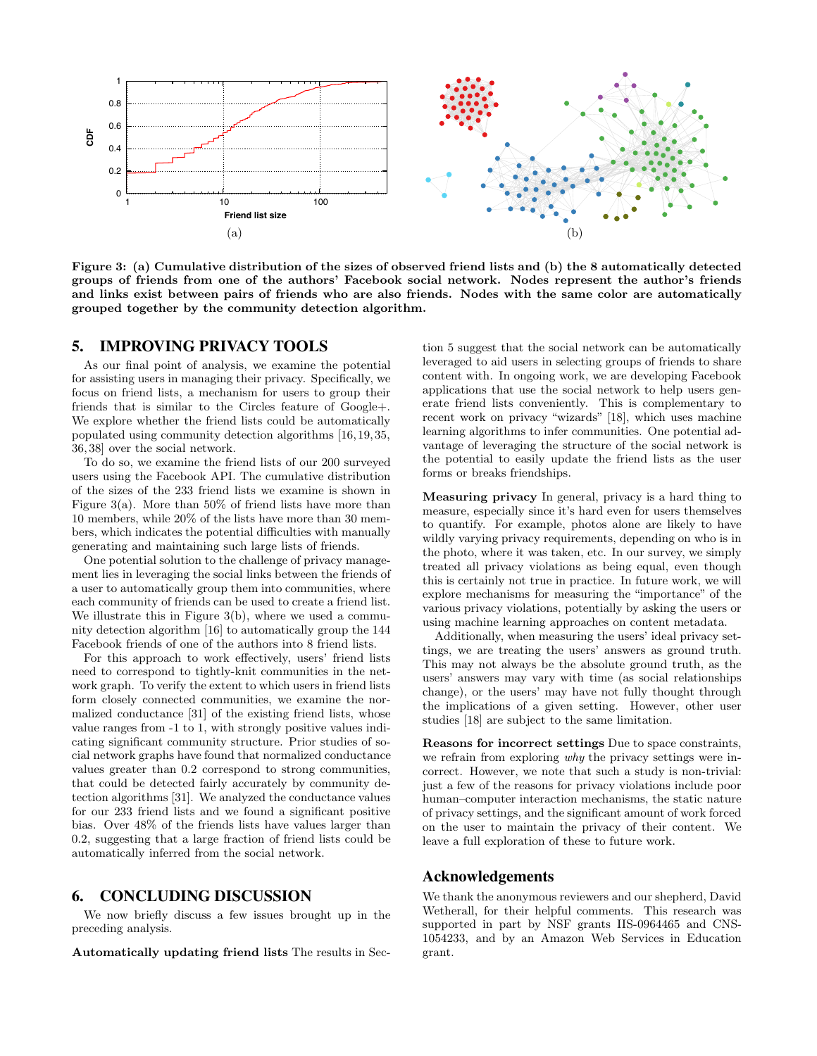1

0.8

0.6

0.4

0.2

0

CDF

1

10

100

Friend list size

(a)

(b)

**Figure 3: (a) Cumulative distribution of the sizes of observed friend lists and (b) the 8 automatically detected groups of friends from one of the authors' Facebook social network. Nodes represent the author's friends and links exist between pairs of friends who are also friends. Nodes with the same color are automatically grouped together by the community detection algorithm.**

## 5. IMPROVING PRIVACY TOOLS

As our final point of analysis, we examine the potential for assisting users in managing their privacy. Specifically, we focus on friend lists, a mechanism for users to group their friends that is similar to the Circles feature of Google+. We explore whether the friend lists could be automatically populated using community detection algorithms [16,19,35, 36,38] over the social network.

To do so, we examine the friend lists of our 200 surveyed users using the Facebook API. The cumulative distribution of the sizes of the 233 friend lists we examine is shown in Figure 3(a). More than 50% of friend lists have more than 10 members, while 20% of the lists have more than 30 members, which indicates the potential difficulties with manually generating and maintaining such large lists of friends.

One potential solution to the challenge of privacy management lies in leveraging the social links between the friends of a user to automatically group them into communities, where each community of friends can be used to create a friend list. We illustrate this in Figure 3(b), where we used a community detection algorithm [16] to automatically group the 144 Facebook friends of one of the authors into 8 friend lists.

For this approach to work effectively, users' friend lists need to correspond to tightly-knit communities in the network graph. To verify the extent to which users in friend lists form closely connected communities, we examine the normalized conductance [31] of the existing friend lists, whose value ranges from -1 to 1, with strongly positive values indicating significant community structure. Prior studies of social network graphs have found that normalized conductance values greater than 0.2 correspond to strong communities, that could be detected fairly accurately by community detection algorithms [31]. We analyzed the conductance values for our 233 friend lists and we found a significant positive bias. Over 48% of the friends lists have values larger than 0.2, suggesting that a large fraction of friend lists could be automatically inferred from the social network.

## 6. CONCLUDING DISCUSSION

We now briefly discuss a few issues brought up in the preceding analysis.

**Automatically updating friend lists** The results in Section 5 suggest that the social network can be automatically leveraged to aid users in selecting groups of friends to share content with. In ongoing work, we are developing Facebook applications that use the social network to help users generate friend lists conveniently. This is complementary to recent work on privacy "wizards" [18], which uses machine learning algorithms to infer communities. One potential advantage of leveraging the structure of the social network is the potential to easily update the friend lists as the user forms or breaks friendships.

**Measuring privacy** In general, privacy is a hard thing to measure, especially since it's hard even for users themselves to quantify. For example, photos alone are likely to have wildly varying privacy requirements, depending on who is in the photo, where it was taken, etc. In our survey, we simply treated all privacy violations as being equal, even though this is certainly not true in practice. In future work, we will explore mechanisms for measuring the "importance" of the various privacy violations, potentially by asking the users or using machine learning approaches on content metadata.

Additionally, when measuring the users' ideal privacy settings, we are treating the users' answers as ground truth. This may not always be the absolute ground truth, as the users' answers may vary with time (as social relationships change), or the users' may have not fully thought through the implications of a given setting. However, other user studies [18] are subject to the same limitation.

**Reasons for incorrect settings** Due to space constraints, we refrain from exploring *why* the privacy settings were incorrect. However, we note that such a study is non-trivial: just a few of the reasons for privacy violations include poor human–computer interaction mechanisms, the static nature of privacy settings, and the significant amount of work forced on the user to maintain the privacy of their content. We leave a full exploration of these to future work.

## Acknowledgements

We thank the anonymous reviewers and our shepherd, David Wetherall, for their helpful comments. This research was supported in part by NSF grants IIS-0964465 and CNS-1054233, and by an Amazon Web Services in Education grant.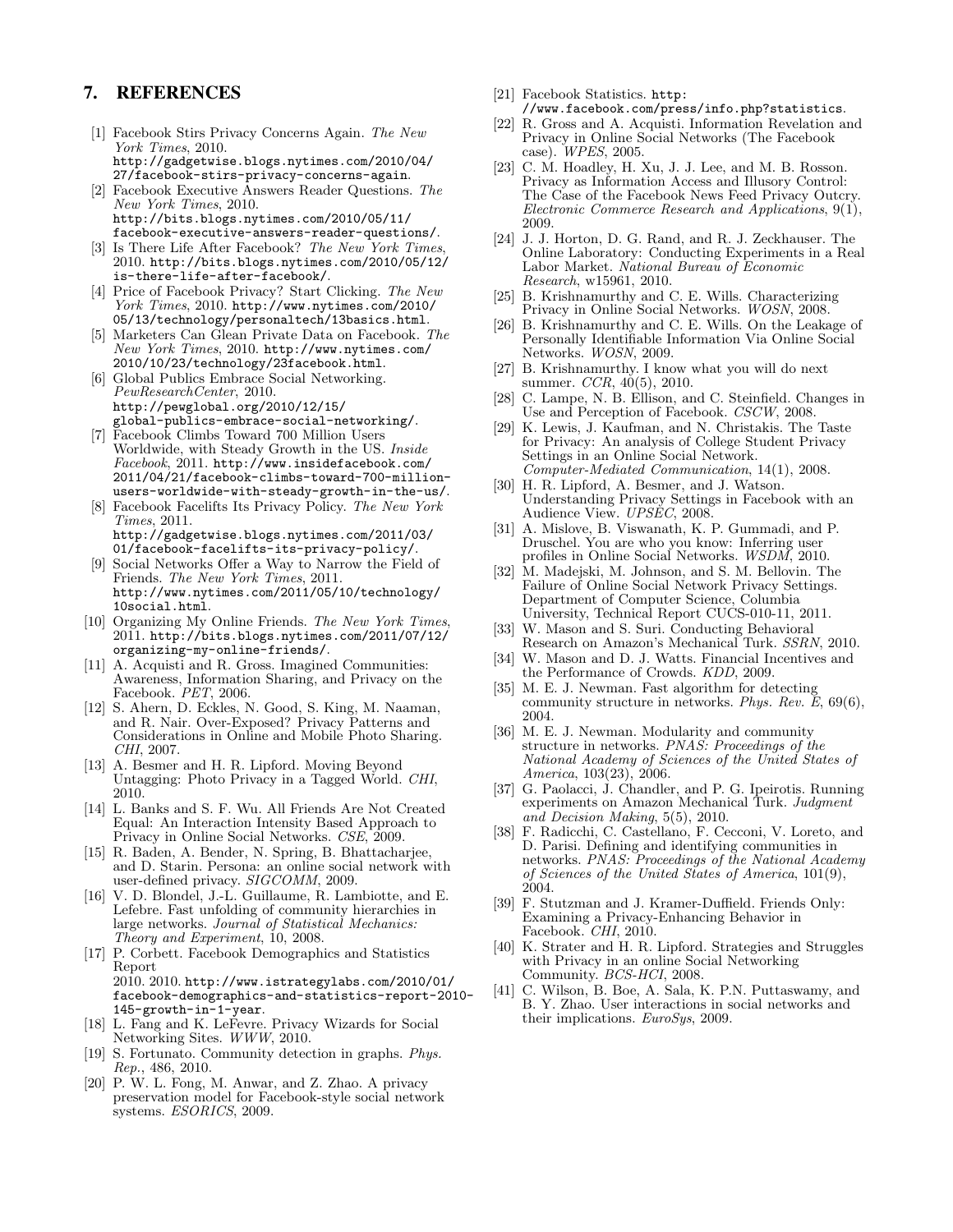## 7. REFERENCES

[1] Facebook Stirs Privacy Concerns Again. *The New York Times*, 2010. http://gadgetwise.blogs.nytimes.com/2010/04/27/facebook-stirs-privacy-concerns-again.

[2] Facebook Executive Answers Reader Questions. *The New York Times*, 2010. http://bits.blogs.nytimes.com/2010/05/11/facebook-executive-answers-reader-questions/.

[3] Is There Life After Facebook? *The New York Times*, 2010. http://bits.blogs.nytimes.com/2010/05/12/is-there-life-after-facebook/.

[4] Price of Facebook Privacy? Start Clicking. *The New York Times*, 2010. http://www.nytimes.com/2010/05/13/technology/personaltech/13basics.html.

[5] Marketers Can Glean Private Data on Facebook. *The New York Times*, 2010. http://www.nytimes.com/2010/10/23/technology/23facebook.html.

[6] Global Publics Embrace Social Networking. *PewResearchCenter*, 2010. http://pewglobal.org/2010/12/15/global-publics-embrace-social-networking/.

[7] Facebook Climbs Toward 700 Million Users Worldwide, with Steady Growth in the US. *Inside Facebook*, 2011. http://www.insidefacebook.com/2011/04/21/facebook-climbs-toward-700-million-users-worldwide-with-steady-growth-in-the-us/.

[8] Facebook Facelifts Its Privacy Policy. *The New York Times*, 2011. http://gadgetwise.blogs.nytimes.com/2011/03/01/facebook-facelifts-its-privacy-policy/.

[9] Social Networks Offer a Way to Narrow the Field of Friends. *The New York Times*, 2011. http://www.nytimes.com/2011/05/10/technology/10social.html.

[10] Organizing My Online Friends. *The New York Times*, 2011. http://bits.blogs.nytimes.com/2011/07/12/organizing-my-online-friends/.

[11] A. Acquisti and R. Gross. Imagined Communities: Awareness, Information Sharing, and Privacy on the Facebook. *PET*, 2006.

[12] S. Ahern, D. Eckles, N. Good, S. King, M. Naaman, and R. Nair. Over-Exposed? Privacy Patterns and Considerations in Online and Mobile Photo Sharing. *CHI*, 2007.

[13] A. Besmer and H. R. Lipford. Moving Beyond Untagging: Photo Privacy in a Tagged World. *CHI*, 2010.

[14] L. Banks and S. F. Wu. All Friends Are Not Created Equal: An Interaction Intensity Based Approach to Privacy in Online Social Networks. *CSE*, 2009.

[15] R. Baden, A. Bender, N. Spring, B. Bhattacharjee, and D. Starin. Persona: an online social network with user-defined privacy. *SIGCOMM*, 2009.

[16] V. D. Blondel, J.-L. Guillaume, R. Lambiotte, and E. Lefebre. Fast unfolding of community hierarchies in large networks. *Journal of Statistical Mechanics: Theory and Experiment*, 10, 2008.

[17] P. Corbett. Facebook Demographics and Statistics Report 2010. 2010. http://www.istrategylabs.com/2010/01/facebook-demographics-and-statistics-report-2010-145-growth-in-1-year.

[18] L. Fang and K. LeFevre. Privacy Wizards for Social Networking Sites. *WWW*, 2010.

[19] S. Fortunato. Community detection in graphs. *Phys. Rep.*, 486, 2010.

[20] P. W. L. Fong, M. Anwar, and Z. Zhao. A privacy preservation model for Facebook-style social network systems. *ESORICS*, 2009.

[21] Facebook Statistics. http://www.facebook.com/press/info.php?statistics.

[22] R. Gross and A. Acquisti. Information Revelation and Privacy in Online Social Networks (The Facebook case). *WPES*, 2005.

[23] C. M. Hoadley, H. Xu, J. J. Lee, and M. B. Rosson. Privacy as Information Access and Illusory Control: The Case of the Facebook News Feed Privacy Outcry. *Electronic Commerce Research and Applications*, 9(1), 2009.

[24] J. J. Horton, D. G. Rand, and R. J. Zeckhauser. The Online Laboratory: Conducting Experiments in a Real Labor Market. *National Bureau of Economic Research*, w15961, 2010.

[25] B. Krishnamurthy and C. E. Wills. Characterizing Privacy in Online Social Networks. *WOSN*, 2008.

[26] B. Krishnamurthy and C. E. Wills. On the Leakage of Personally Identifiable Information Via Online Social Networks. *WOSN*, 2009.

[27] B. Krishnamurthy. I know what you will do next summer. *CCR*, 40(5), 2010.

[28] C. Lampe, N. B. Ellison, and C. Steinfield. Changes in Use and Perception of Facebook. *CSCW*, 2008.

[29] K. Lewis, J. Kaufman, and N. Christakis. The Taste for Privacy: An analysis of College Student Privacy Settings in an Online Social Network. *Computer-Mediated Communication*, 14(1), 2008.

[30] H. R. Lipford, A. Besmer, and J. Watson. Understanding Privacy Settings in Facebook with an Audience View. *UPSEC*, 2008.

[31] A. Mislove, B. Viswanath, K. P. Gummadi, and P. Druschel. You are who you know: Inferring user profiles in Online Social Networks. *WSDM*, 2010.

[32] M. Madejski, M. Johnson, and S. M. Bellovin. The Failure of Online Social Network Privacy Settings. Department of Computer Science, Columbia University, Technical Report CUCS-010-11, 2011.

[33] W. Mason and S. Suri. Conducting Behavioral Research on Amazon's Mechanical Turk. *SSRN*, 2010.

[34] W. Mason and D. J. Watts. Financial Incentives and the Performance of Crowds. *KDD*, 2009.

[35] M. E. J. Newman. Fast algorithm for detecting community structure in networks. *Phys. Rev. E*, 69(6), 2004.

[36] M. E. J. Newman. Modularity and community structure in networks. *PNAS: Proceedings of the National Academy of Sciences of the United States of America*, 103(23), 2006.

[37] G. Paolacci, J. Chandler, and P. G. Ipeirotis. Running experiments on Amazon Mechanical Turk. *Judgment and Decision Making*, 5(5), 2010.

[38] F. Radicchi, C. Castellano, F. Cecconi, V. Loreto, and D. Parisi. Defining and identifying communities in networks. *PNAS: Proceedings of the National Academy of Sciences of the United States of America*, 101(9), 2004.

[39] F. Stutzman and J. Kramer-Duffield. Friends Only: Examining a Privacy-Enhancing Behavior in Facebook. *CHI*, 2010.

[40] K. Strater and H. R. Lipford. Strategies and Struggles with Privacy in an online Social Networking Community. *BCS-HCI*, 2008.

[41] C. Wilson, B. Boe, A. Sala, K. P.N. Puttaswamy, and B. Y. Zhao. User interactions in social networks and their implications. *EuroSys*, 2009.